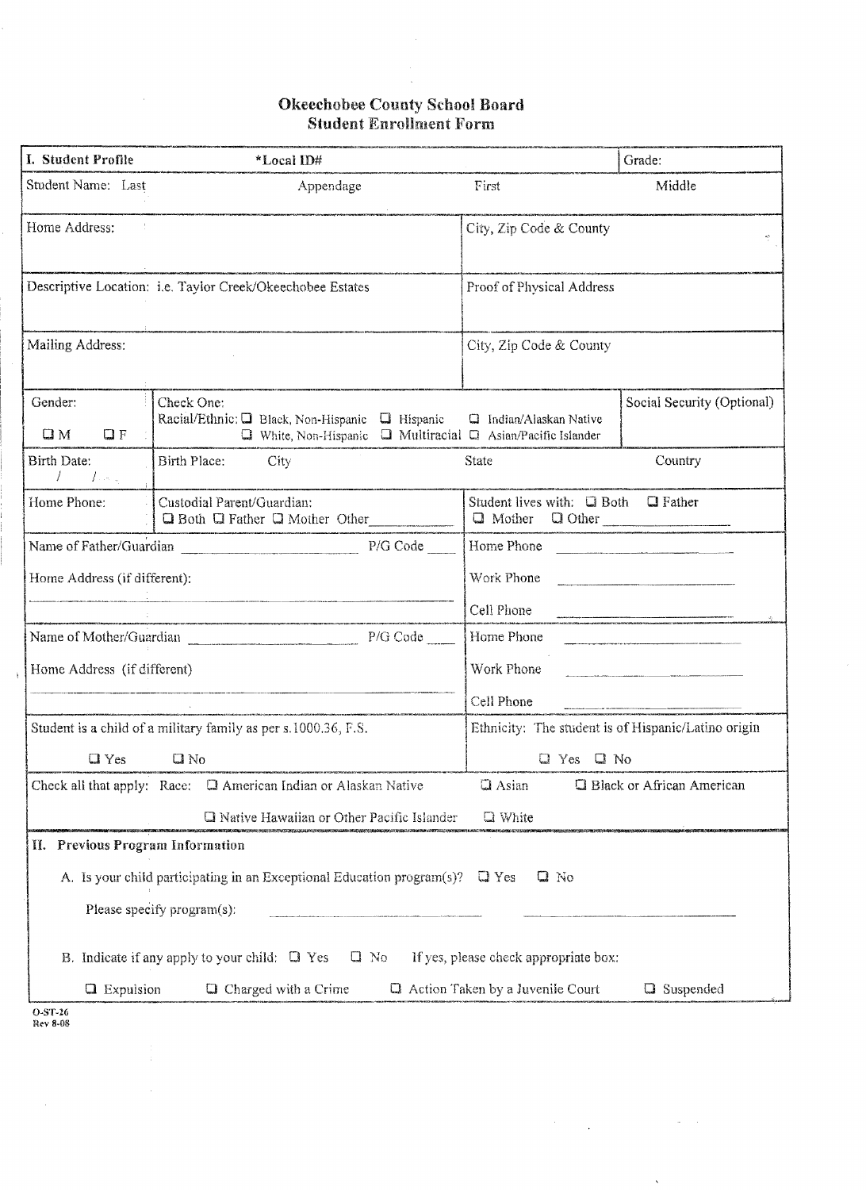# Okeechobee County School Board
## Student Enrollment Form

| I. Student Profile | *Local ID# | | Grade: |
|---|---|---|---|
| Student Name: Last | Appendage | First | Middle |
| Home Address: | | City, Zip Code & County | |
| Descriptive Location: i.e. Taylor Creek/Okeechobee Estates | | Proof of Physical Address | |
| Mailing Address: | | City, Zip Code & County | |
| Gender: ❑ M ❑ F | Check One: Racial/Ethnic: ❑ Black, Non-Hispanic ❑ Hispanic ❑ Indian/Alaskan Native ❑ White, Non-Hispanic ❑ Multiracial ❑ Asian/Pacific Islander | | Social Security (Optional) |
| Birth Date: / / | Birth Place: City | State | Country |
| Home Phone: | Custodial Parent/Guardian: ❑ Both ❑ Father ❑ Mother Other________ | Student lives with: ❑ Both ❑ Father ❑ Mother ❑ Other________ | |

| | |
|---|---|
| Name of Father/Guardian ________________ P/G Code ____ | Home Phone ________________ |
| Home Address (if different): | Work Phone ________________ |
| ________________ | Cell Phone ________________ |
| Name of Mother/Guardian ________________ P/G Code ____ | Home Phone ________________ |
| Home Address (if different) | Work Phone ________________ |
| ________________ | Cell Phone ________________ |
| Student is a child of a military family as per s.1000.36, F.S. ❑ Yes ❑ No | Ethnicity: The student is of Hispanic/Latino origin ❑ Yes ❑ No |

Check all that apply: Race: ❑ American Indian or Alaskan Native ❑ Asian ❑ Black or African American ❑ Native Hawaiian or Other Pacific Islander ❑ White

## II. Previous Program Information

A. Is your child participating in an Exceptional Education program(s)? ❑ Yes ❑ No

Please specify program(s): ________________ ________________

B. Indicate if any apply to your child: ❑ Yes ❑ No If yes, please check appropriate box:

❑ Expulsion ❑ Charged with a Crime ❑ Action Taken by a Juvenile Court ❑ Suspended

O-ST-26
Rev 8-08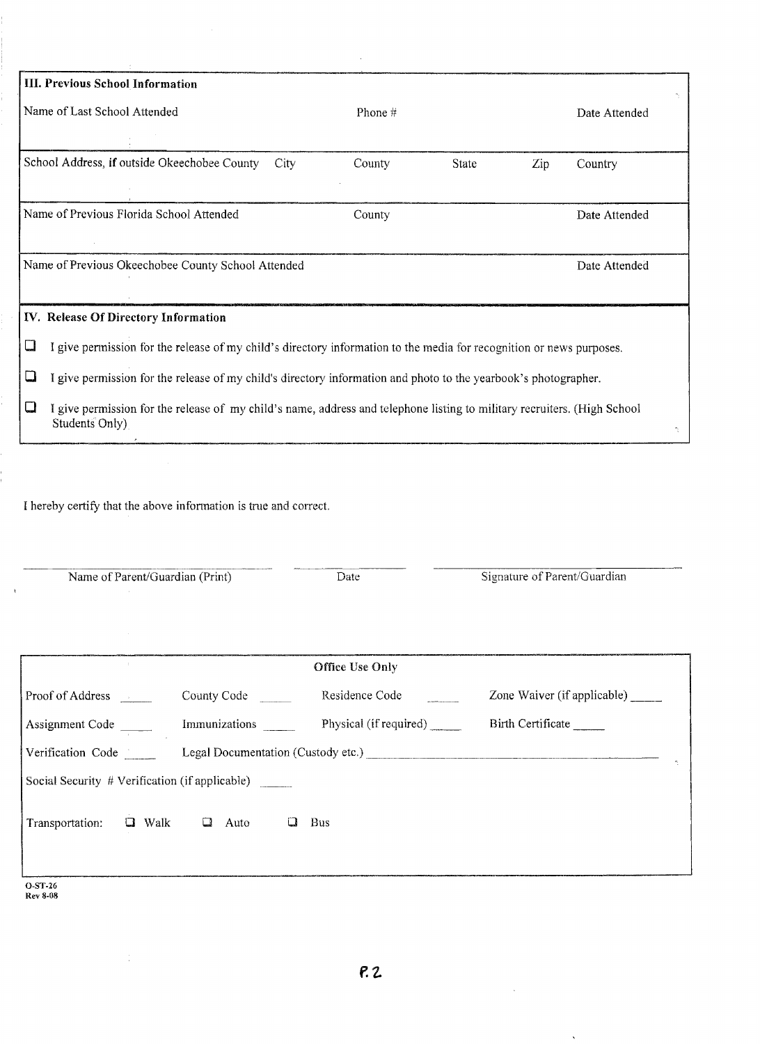## III. Previous School Information

| Name of Last School Attended | | Phone # | | | Date Attended |
|---|---|---|---|---|---|
| | | | | | |

| School Address, if outside Okeechobee County | City | County | State | Zip | Country |
|---|---|---|---|---|---|
| | | | | | |

| Name of Previous Florida School Attended | County | Date Attended |
|---|---|---|
| | | |

| Name of Previous Okeechobee County School Attended | Date Attended |
|---|---|
| | |

## IV. Release Of Directory Information

- ☐ I give permission for the release of my child's directory information to the media for recognition or news purposes.
- ☐ I give permission for the release of my child's directory information and photo to the yearbook's photographer.
- ☐ I give permission for the release of my child's name, address and telephone listing to military recruiters. (High School Students Only)

I hereby certify that the above information is true and correct.

| | | |
|---|---|---|
| Name of Parent/Guardian (Print) | Date | Signature of Parent/Guardian |

**Office Use Only**

| | | | |
|---|---|---|---|
| Proof of Address _____ | County Code _____ | Residence Code _____ | Zone Waiver (if applicable) _____ |
| Assignment Code _____ | Immunizations _____ | Physical (if required) _____ | Birth Certificate _____ |
| Verification Code _____ | Legal Documentation (Custody etc.) _____ | | |
| Social Security # Verification (if applicable) _____ | | | |
| Transportation: ☐ Walk | ☐ Auto | ☐ Bus | |

O-ST-26
Rev 8-08